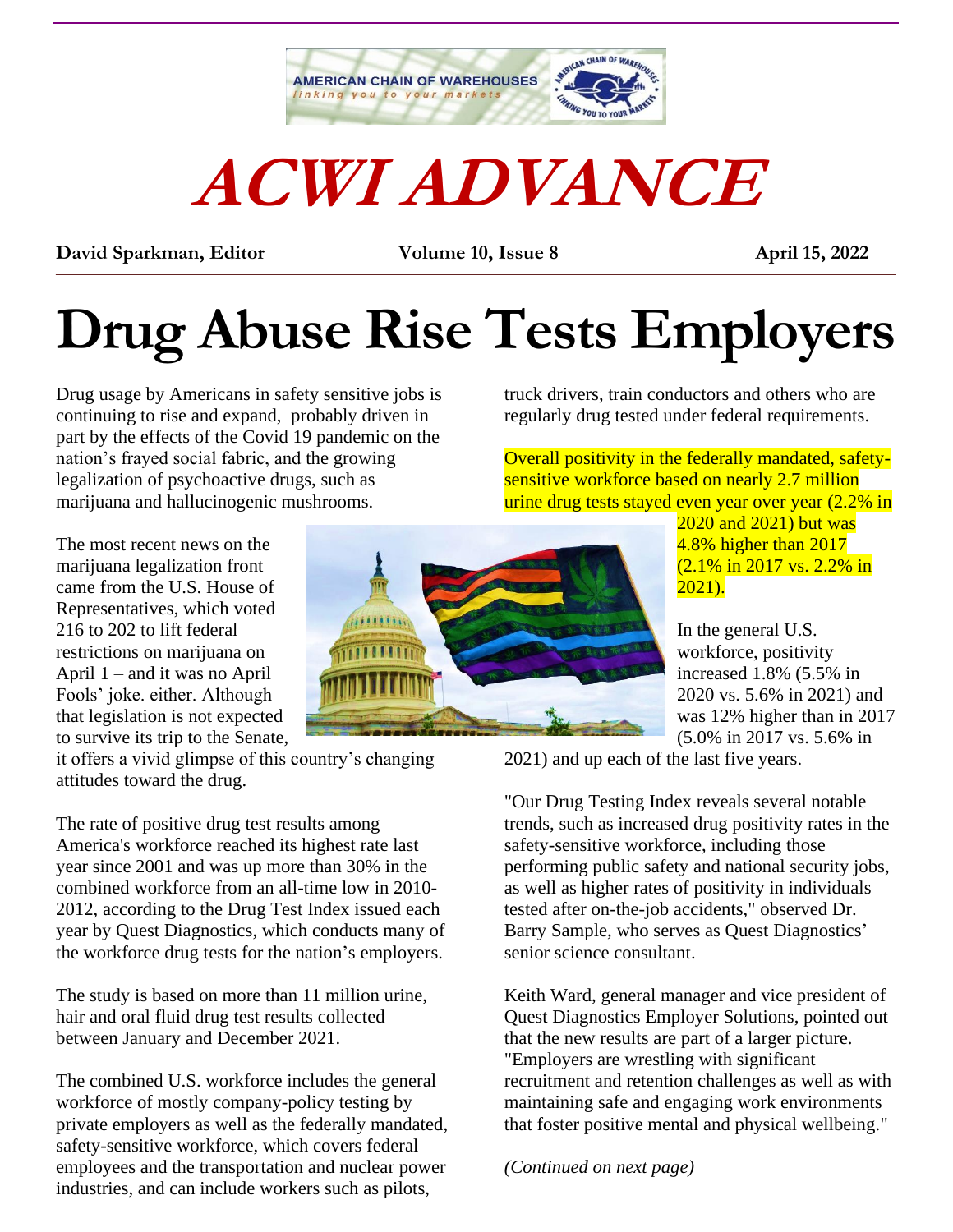AMERICAN CHAIN OF WAREHOUSES
*linking you to your markets*

# ACWI ADVANCE

**David Sparkman, Editor** **Volume 10, Issue 8** **April 15, 2022**

# Drug Abuse Rise Tests Employers

Drug usage by Americans in safety sensitive jobs is continuing to rise and expand, probably driven in part by the effects of the Covid 19 pandemic on the nation's frayed social fabric, and the growing legalization of psychoactive drugs, such as marijuana and hallucinogenic mushrooms.

The most recent news on the marijuana legalization front came from the U.S. House of Representatives, which voted 216 to 202 to lift federal restrictions on marijuana on April 1 – and it was no April Fools' joke. either. Although that legislation is not expected to survive its trip to the Senate, it offers a vivid glimpse of this country's changing attitudes toward the drug.

The rate of positive drug test results among America's workforce reached its highest rate last year since 2001 and was up more than 30% in the combined workforce from an all-time low in 2010-2012, according to the Drug Test Index issued each year by Quest Diagnostics, which conducts many of the workforce drug tests for the nation's employers.

The study is based on more than 11 million urine, hair and oral fluid drug test results collected between January and December 2021.

The combined U.S. workforce includes the general workforce of mostly company-policy testing by private employers as well as the federally mandated, safety-sensitive workforce, which covers federal employees and the transportation and nuclear power industries, and can include workers such as pilots, truck drivers, train conductors and others who are regularly drug tested under federal requirements.

Overall positivity in the federally mandated, safety-sensitive workforce based on nearly 2.7 million urine drug tests stayed even year over year (2.2% in 2020 and 2021) but was 4.8% higher than 2017 (2.1% in 2017 vs. 2.2% in 2021).

In the general U.S. workforce, positivity increased 1.8% (5.5% in 2020 vs. 5.6% in 2021) and was 12% higher than in 2017 (5.0% in 2017 vs. 5.6% in 2021) and up each of the last five years.

"Our Drug Testing Index reveals several notable trends, such as increased drug positivity rates in the safety-sensitive workforce, including those performing public safety and national security jobs, as well as higher rates of positivity in individuals tested after on-the-job accidents," observed Dr. Barry Sample, who serves as Quest Diagnostics' senior science consultant.

Keith Ward, general manager and vice president of Quest Diagnostics Employer Solutions, pointed out that the new results are part of a larger picture. "Employers are wrestling with significant recruitment and retention challenges as well as with maintaining safe and engaging work environments that foster positive mental and physical wellbeing."

*(Continued on next page)*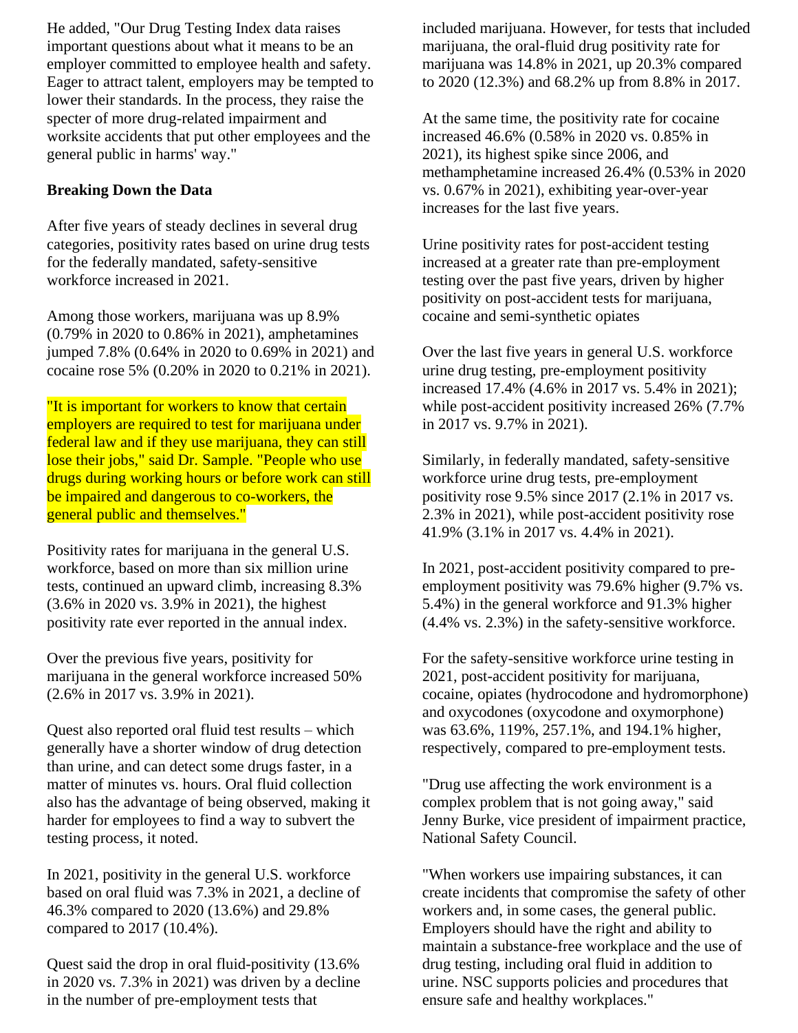He added, "Our Drug Testing Index data raises important questions about what it means to be an employer committed to employee health and safety. Eager to attract talent, employers may be tempted to lower their standards. In the process, they raise the specter of more drug-related impairment and worksite accidents that put other employees and the general public in harms' way."

**Breaking Down the Data**

After five years of steady declines in several drug categories, positivity rates based on urine drug tests for the federally mandated, safety-sensitive workforce increased in 2021.

Among those workers, marijuana was up 8.9% (0.79% in 2020 to 0.86% in 2021), amphetamines jumped 7.8% (0.64% in 2020 to 0.69% in 2021) and cocaine rose 5% (0.20% in 2020 to 0.21% in 2021).

"It is important for workers to know that certain employers are required to test for marijuana under federal law and if they use marijuana, they can still lose their jobs," said Dr. Sample. "People who use drugs during working hours or before work can still be impaired and dangerous to co-workers, the general public and themselves."

Positivity rates for marijuana in the general U.S. workforce, based on more than six million urine tests, continued an upward climb, increasing 8.3% (3.6% in 2020 vs. 3.9% in 2021), the highest positivity rate ever reported in the annual index.

Over the previous five years, positivity for marijuana in the general workforce increased 50% (2.6% in 2017 vs. 3.9% in 2021).

Quest also reported oral fluid test results – which generally have a shorter window of drug detection than urine, and can detect some drugs faster, in a matter of minutes vs. hours. Oral fluid collection also has the advantage of being observed, making it harder for employees to find a way to subvert the testing process, it noted.

In 2021, positivity in the general U.S. workforce based on oral fluid was 7.3% in 2021, a decline of 46.3% compared to 2020 (13.6%) and 29.8% compared to 2017 (10.4%).

Quest said the drop in oral fluid-positivity (13.6% in 2020 vs. 7.3% in 2021) was driven by a decline in the number of pre-employment tests that included marijuana. However, for tests that included marijuana, the oral-fluid drug positivity rate for marijuana was 14.8% in 2021, up 20.3% compared to 2020 (12.3%) and 68.2% up from 8.8% in 2017.

At the same time, the positivity rate for cocaine increased 46.6% (0.58% in 2020 vs. 0.85% in 2021), its highest spike since 2006, and methamphetamine increased 26.4% (0.53% in 2020 vs. 0.67% in 2021), exhibiting year-over-year increases for the last five years.

Urine positivity rates for post-accident testing increased at a greater rate than pre-employment testing over the past five years, driven by higher positivity on post-accident tests for marijuana, cocaine and semi-synthetic opiates

Over the last five years in general U.S. workforce urine drug testing, pre-employment positivity increased 17.4% (4.6% in 2017 vs. 5.4% in 2021); while post-accident positivity increased 26% (7.7% in 2017 vs. 9.7% in 2021).

Similarly, in federally mandated, safety-sensitive workforce urine drug tests, pre-employment positivity rose 9.5% since 2017 (2.1% in 2017 vs. 2.3% in 2021), while post-accident positivity rose 41.9% (3.1% in 2017 vs. 4.4% in 2021).

In 2021, post-accident positivity compared to pre-employment positivity was 79.6% higher (9.7% vs. 5.4%) in the general workforce and 91.3% higher (4.4% vs. 2.3%) in the safety-sensitive workforce.

For the safety-sensitive workforce urine testing in 2021, post-accident positivity for marijuana, cocaine, opiates (hydrocodone and hydromorphone) and oxycodones (oxycodone and oxymorphone) was 63.6%, 119%, 257.1%, and 194.1% higher, respectively, compared to pre-employment tests.

"Drug use affecting the work environment is a complex problem that is not going away," said Jenny Burke, vice president of impairment practice, National Safety Council.

"When workers use impairing substances, it can create incidents that compromise the safety of other workers and, in some cases, the general public. Employers should have the right and ability to maintain a substance-free workplace and the use of drug testing, including oral fluid in addition to urine. NSC supports policies and procedures that ensure safe and healthy workplaces."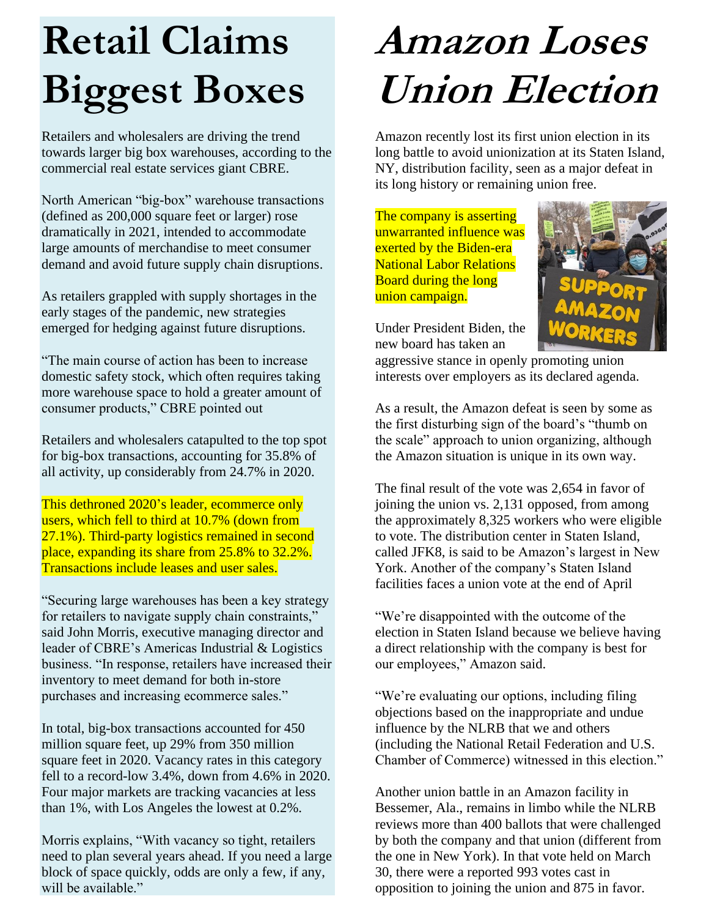# Retail Claims Biggest Boxes

Retailers and wholesalers are driving the trend towards larger big box warehouses, according to the commercial real estate services giant CBRE.

North American "big-box" warehouse transactions (defined as 200,000 square feet or larger) rose dramatically in 2021, intended to accommodate large amounts of merchandise to meet consumer demand and avoid future supply chain disruptions.

As retailers grappled with supply shortages in the early stages of the pandemic, new strategies emerged for hedging against future disruptions.

"The main course of action has been to increase domestic safety stock, which often requires taking more warehouse space to hold a greater amount of consumer products," CBRE pointed out

Retailers and wholesalers catapulted to the top spot for big-box transactions, accounting for 35.8% of all activity, up considerably from 24.7% in 2020.

This dethroned 2020's leader, ecommerce only users, which fell to third at 10.7% (down from 27.1%). Third-party logistics remained in second place, expanding its share from 25.8% to 32.2%. Transactions include leases and user sales.

"Securing large warehouses has been a key strategy for retailers to navigate supply chain constraints," said John Morris, executive managing director and leader of CBRE's Americas Industrial & Logistics business. "In response, retailers have increased their inventory to meet demand for both in-store purchases and increasing ecommerce sales."

In total, big-box transactions accounted for 450 million square feet, up 29% from 350 million square feet in 2020. Vacancy rates in this category fell to a record-low 3.4%, down from 4.6% in 2020. Four major markets are tracking vacancies at less than 1%, with Los Angeles the lowest at 0.2%.

Morris explains, "With vacancy so tight, retailers need to plan several years ahead. If you need a large block of space quickly, odds are only a few, if any, will be available."

# *Amazon Loses Union Election*

Amazon recently lost its first union election in its long battle to avoid unionization at its Staten Island, NY, distribution facility, seen as a major defeat in its long history or remaining union free.

The company is asserting unwarranted influence was exerted by the Biden-era National Labor Relations Board during the long union campaign.

Under President Biden, the new board has taken an aggressive stance in openly promoting union interests over employers as its declared agenda.

As a result, the Amazon defeat is seen by some as the first disturbing sign of the board's "thumb on the scale" approach to union organizing, although the Amazon situation is unique in its own way.

The final result of the vote was 2,654 in favor of joining the union vs. 2,131 opposed, from among the approximately 8,325 workers who were eligible to vote. The distribution center in Staten Island, called JFK8, is said to be Amazon's largest in New York. Another of the company's Staten Island facilities faces a union vote at the end of April

"We're disappointed with the outcome of the election in Staten Island because we believe having a direct relationship with the company is best for our employees," Amazon said.

"We're evaluating our options, including filing objections based on the inappropriate and undue influence by the NLRB that we and others (including the National Retail Federation and U.S. Chamber of Commerce) witnessed in this election."

Another union battle in an Amazon facility in Bessemer, Ala., remains in limbo while the NLRB reviews more than 400 ballots that were challenged by both the company and that union (different from the one in New York). In that vote held on March 30, there were a reported 993 votes cast in opposition to joining the union and 875 in favor.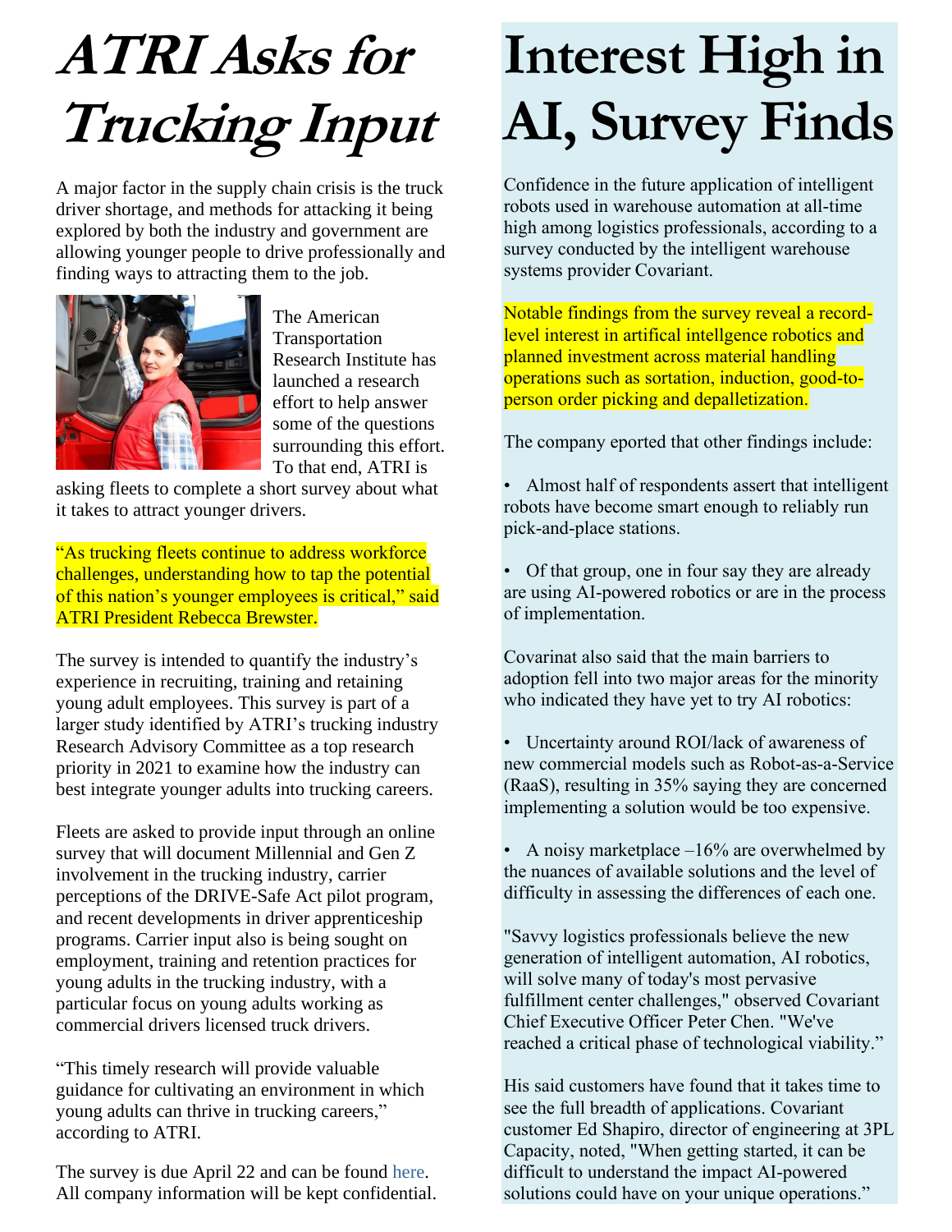# *ATRI Asks for Trucking Input*

A major factor in the supply chain crisis is the truck driver shortage, and methods for attacking it being explored by both the industry and government are allowing younger people to drive professionally and finding ways to attracting them to the job.

The American Transportation Research Institute has launched a research effort to help answer some of the questions surrounding this effort. To that end, ATRI is asking fleets to complete a short survey about what it takes to attract younger drivers.

"As trucking fleets continue to address workforce challenges, understanding how to tap the potential of this nation's younger employees is critical," said ATRI President Rebecca Brewster.

The survey is intended to quantify the industry's experience in recruiting, training and retaining young adult employees. This survey is part of a larger study identified by ATRI's trucking industry Research Advisory Committee as a top research priority in 2021 to examine how the industry can best integrate younger adults into trucking careers.

Fleets are asked to provide input through an online survey that will document Millennial and Gen Z involvement in the trucking industry, carrier perceptions of the DRIVE-Safe Act pilot program, and recent developments in driver apprenticeship programs. Carrier input also is being sought on employment, training and retention practices for young adults in the trucking industry, with a particular focus on young adults working as commercial drivers licensed truck drivers.

"This timely research will provide valuable guidance for cultivating an environment in which young adults can thrive in trucking careers," according to ATRI.

The survey is due April 22 and can be found here. All company information will be kept confidential.

# Interest High in AI, Survey Finds

Confidence in the future application of intelligent robots used in warehouse automation at all-time high among logistics professionals, according to a survey conducted by the intelligent warehouse systems provider Covariant.

Notable findings from the survey reveal a record-level interest in artifical intellgence robotics and planned investment across material handling operations such as sortation, induction, good-to-person order picking and depalletization.

The company eported that other findings include:

- Almost half of respondents assert that intelligent robots have become smart enough to reliably run pick-and-place stations.
- Of that group, one in four say they are already are using AI-powered robotics or are in the process of implementation.

Covarinat also said that the main barriers to adoption fell into two major areas for the minority who indicated they have yet to try AI robotics:

- Uncertainty around ROI/lack of awareness of new commercial models such as Robot-as-a-Service (RaaS), resulting in 35% saying they are concerned implementing a solution would be too expensive.
- A noisy marketplace –16% are overwhelmed by the nuances of available solutions and the level of difficulty in assessing the differences of each one.

"Savvy logistics professionals believe the new generation of intelligent automation, AI robotics, will solve many of today's most pervasive fulfillment center challenges," observed Covariant Chief Executive Officer Peter Chen. "We've reached a critical phase of technological viability."

His said customers have found that it takes time to see the full breadth of applications. Covariant customer Ed Shapiro, director of engineering at 3PL Capacity, noted, "When getting started, it can be difficult to understand the impact AI-powered solutions could have on your unique operations."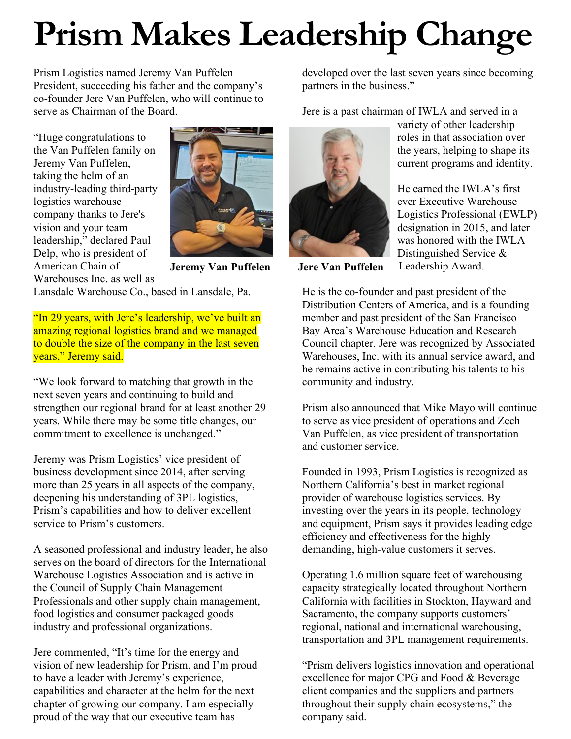# Prism Makes Leadership Change

Prism Logistics named Jeremy Van Puffelen President, succeeding his father and the company's co-founder Jere Van Puffelen, who will continue to serve as Chairman of the Board.

"Huge congratulations to the Van Puffelen family on Jeremy Van Puffelen, taking the helm of an industry-leading third-party logistics warehouse company thanks to Jere's vision and your team leadership," declared Paul Delp, who is president of American Chain of Warehouses Inc. as well as Lansdale Warehouse Co., based in Lansdale, Pa.

**Jeremy Van Puffelen**

"In 29 years, with Jere's leadership, we've built an amazing regional logistics brand and we managed to double the size of the company in the last seven years," Jeremy said.

"We look forward to matching that growth in the next seven years and continuing to build and strengthen our regional brand for at least another 29 years. While there may be some title changes, our commitment to excellence is unchanged."

Jeremy was Prism Logistics' vice president of business development since 2014, after serving more than 25 years in all aspects of the company, deepening his understanding of 3PL logistics, Prism's capabilities and how to deliver excellent service to Prism's customers.

A seasoned professional and industry leader, he also serves on the board of directors for the International Warehouse Logistics Association and is active in the Council of Supply Chain Management Professionals and other supply chain management, food logistics and consumer packaged goods industry and professional organizations.

Jere commented, "It's time for the energy and vision of new leadership for Prism, and I'm proud to have a leader with Jeremy's experience, capabilities and character at the helm for the next chapter of growing our company. I am especially proud of the way that our executive team has developed over the last seven years since becoming partners in the business."

Jere is a past chairman of IWLA and served in a variety of other leadership roles in that association over the years, helping to shape its current programs and identity.

**Jere Van Puffelen**

He earned the IWLA's first ever Executive Warehouse Logistics Professional (EWLP) designation in 2015, and later was honored with the IWLA Distinguished Service & Leadership Award.

He is the co-founder and past president of the Distribution Centers of America, and is a founding member and past president of the San Francisco Bay Area's Warehouse Education and Research Council chapter. Jere was recognized by Associated Warehouses, Inc. with its annual service award, and he remains active in contributing his talents to his community and industry.

Prism also announced that Mike Mayo will continue to serve as vice president of operations and Zech Van Puffelen, as vice president of transportation and customer service.

Founded in 1993, Prism Logistics is recognized as Northern California's best in market regional provider of warehouse logistics services. By investing over the years in its people, technology and equipment, Prism says it provides leading edge efficiency and effectiveness for the highly demanding, high-value customers it serves.

Operating 1.6 million square feet of warehousing capacity strategically located throughout Northern California with facilities in Stockton, Hayward and Sacramento, the company supports customers' regional, national and international warehousing, transportation and 3PL management requirements.

"Prism delivers logistics innovation and operational excellence for major CPG and Food & Beverage client companies and the suppliers and partners throughout their supply chain ecosystems," the company said.